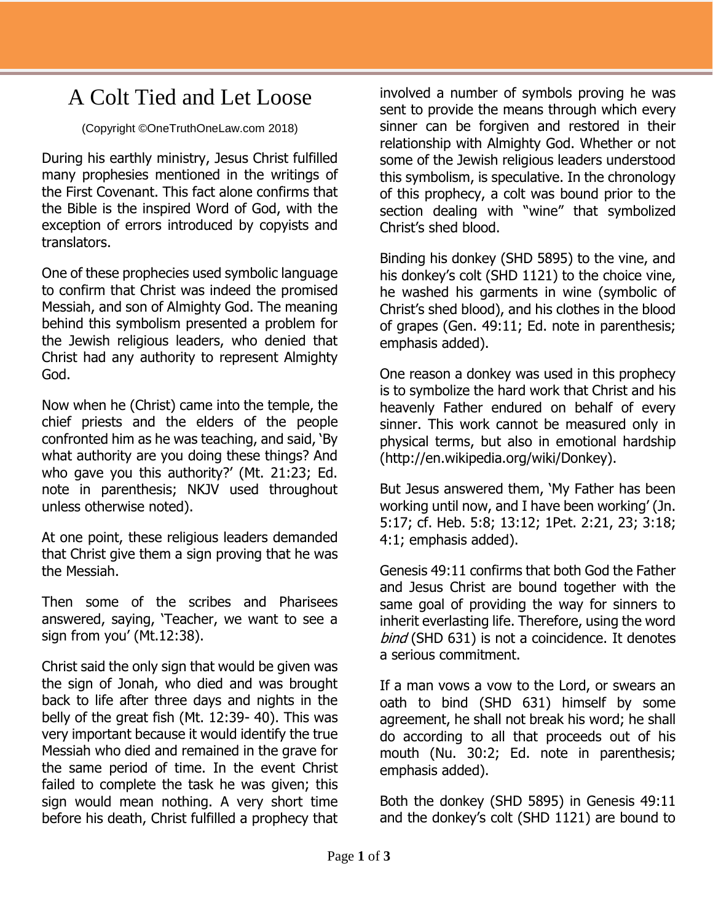# A Colt Tied and Let Loose

(Copyright ©OneTruthOneLaw.com 2018)

During his earthly ministry, Jesus Christ fulfilled many prophesies mentioned in the writings of the First Covenant. This fact alone confirms that the Bible is the inspired Word of God, with the exception of errors introduced by copyists and translators.

One of these prophecies used symbolic language to confirm that Christ was indeed the promised Messiah, and son of Almighty God. The meaning behind this symbolism presented a problem for the Jewish religious leaders, who denied that Christ had any authority to represent Almighty God.

Now when he (Christ) came into the temple, the chief priests and the elders of the people confronted him as he was teaching, and said, 'By what authority are you doing these things? And who gave you this authority?' (Mt. 21:23; Ed. note in parenthesis; NKJV used throughout unless otherwise noted).

At one point, these religious leaders demanded that Christ give them a sign proving that he was the Messiah.

Then some of the scribes and Pharisees answered, saying, 'Teacher, we want to see a sign from you' (Mt.12:38).

Christ said the only sign that would be given was the sign of Jonah, who died and was brought back to life after three days and nights in the belly of the great fish (Mt. 12:39- 40). This was very important because it would identify the true Messiah who died and remained in the grave for the same period of time. In the event Christ failed to complete the task he was given; this sign would mean nothing. A very short time before his death, Christ fulfilled a prophecy that involved a number of symbols proving he was sent to provide the means through which every sinner can be forgiven and restored in their relationship with Almighty God. Whether or not some of the Jewish religious leaders understood this symbolism, is speculative. In the chronology of this prophecy, a colt was bound prior to the section dealing with "wine" that symbolized Christ's shed blood.

Binding his donkey (SHD 5895) to the vine, and his donkey's colt (SHD 1121) to the choice vine, he washed his garments in wine (symbolic of Christ's shed blood), and his clothes in the blood of grapes (Gen. 49:11; Ed. note in parenthesis; emphasis added).

One reason a donkey was used in this prophecy is to symbolize the hard work that Christ and his heavenly Father endured on behalf of every sinner. This work cannot be measured only in physical terms, but also in emotional hardship (http://en.wikipedia.org/wiki/Donkey).

But Jesus answered them, 'My Father has been working until now, and I have been working' (Jn. 5:17; cf. Heb. 5:8; 13:12; 1Pet. 2:21, 23; 3:18; 4:1; emphasis added).

Genesis 49:11 confirms that both God the Father and Jesus Christ are bound together with the same goal of providing the way for sinners to inherit everlasting life. Therefore, using the word *bind* (SHD 631) is not a coincidence. It denotes a serious commitment.

If a man vows a vow to the Lord, or swears an oath to bind (SHD 631) himself by some agreement, he shall not break his word; he shall do according to all that proceeds out of his mouth (Nu. 30:2; Ed. note in parenthesis; emphasis added).

Both the donkey (SHD 5895) in Genesis 49:11 and the donkey's colt (SHD 1121) are bound to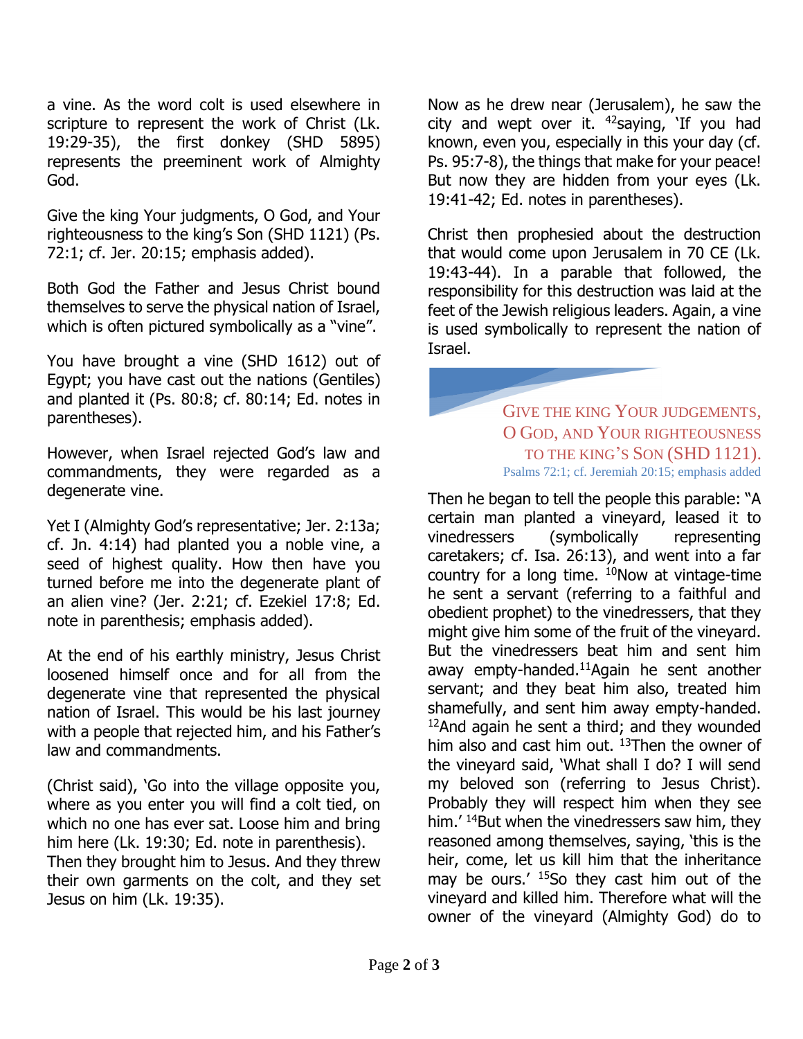a vine. As the word colt is used elsewhere in scripture to represent the work of Christ (Lk. 19:29-35), the first donkey (SHD 5895) represents the preeminent work of Almighty God.

Give the king Your judgments, O God, and Your righteousness to the king's Son (SHD 1121) (Ps. 72:1; cf. Jer. 20:15; emphasis added).

Both God the Father and Jesus Christ bound themselves to serve the physical nation of Israel, which is often pictured symbolically as a "vine".

You have brought a vine (SHD 1612) out of Egypt; you have cast out the nations (Gentiles) and planted it (Ps. 80:8; cf. 80:14; Ed. notes in parentheses).

However, when Israel rejected God's law and commandments, they were regarded as a degenerate vine.

Yet I (Almighty God's representative; Jer. 2:13a; cf. Jn. 4:14) had planted you a noble vine, a seed of highest quality. How then have you turned before me into the degenerate plant of an alien vine? (Jer. 2:21; cf. Ezekiel 17:8; Ed. note in parenthesis; emphasis added).

At the end of his earthly ministry, Jesus Christ loosened himself once and for all from the degenerate vine that represented the physical nation of Israel. This would be his last journey with a people that rejected him, and his Father's law and commandments.

(Christ said), 'Go into the village opposite you, where as you enter you will find a colt tied, on which no one has ever sat. Loose him and bring him here (Lk. 19:30; Ed. note in parenthesis).
Then they brought him to Jesus. And they threw their own garments on the colt, and they set Jesus on him (Lk. 19:35).

Now as he drew near (Jerusalem), he saw the city and wept over it. [42]saying, 'If you had known, even you, especially in this your day (cf. Ps. 95:7-8), the things that make for your peace! But now they are hidden from your eyes (Lk. 19:41-42; Ed. notes in parentheses).

Christ then prophesied about the destruction that would come upon Jerusalem in 70 CE (Lk. 19:43-44). In a parable that followed, the responsibility for this destruction was laid at the feet of the Jewish religious leaders. Again, a vine is used symbolically to represent the nation of Israel.

> GIVE THE KING YOUR JUDGEMENTS, O GOD, AND YOUR RIGHTEOUSNESS TO THE KING'S SON (SHD 1121).
> Psalms 72:1; cf. Jeremiah 20:15; emphasis added

Then he began to tell the people this parable: "A certain man planted a vineyard, leased it to vinedressers (symbolically representing caretakers; cf. Isa. 26:13), and went into a far country for a long time. [10]Now at vintage-time he sent a servant (referring to a faithful and obedient prophet) to the vinedressers, that they might give him some of the fruit of the vineyard. But the vinedressers beat him and sent him away empty-handed.[11]Again he sent another servant; and they beat him also, treated him shamefully, and sent him away empty-handed. [12]And again he sent a third; and they wounded him also and cast him out. [13]Then the owner of the vineyard said, 'What shall I do? I will send my beloved son (referring to Jesus Christ). Probably they will respect him when they see him.' [14]But when the vinedressers saw him, they reasoned among themselves, saying, 'this is the heir, come, let us kill him that the inheritance may be ours.' [15]So they cast him out of the vineyard and killed him. Therefore what will the owner of the vineyard (Almighty God) do to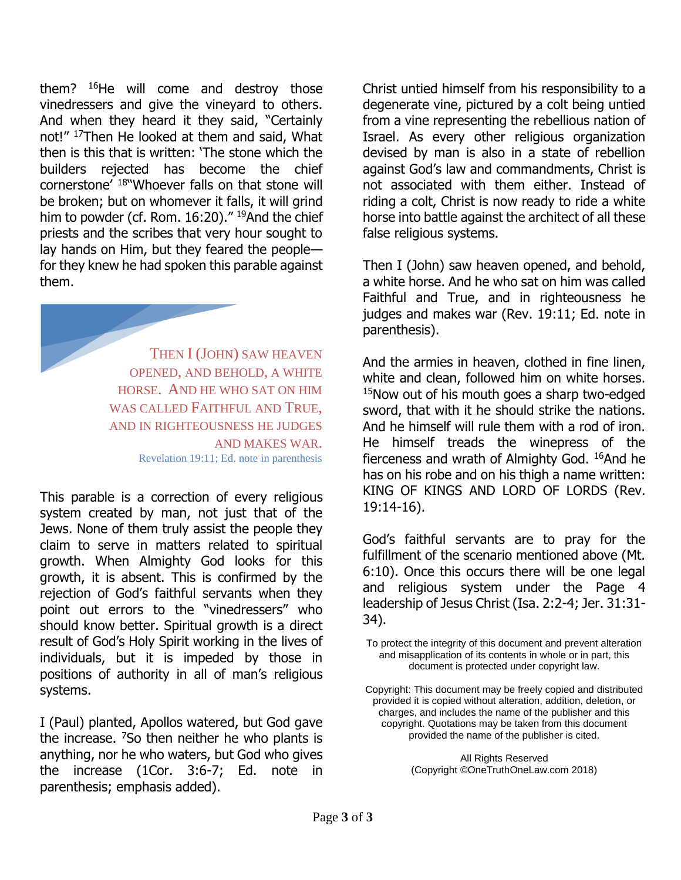them? [16]He will come and destroy those vinedressers and give the vineyard to others. And when they heard it they said, "Certainly not!" [17]Then He looked at them and said, What then is this that is written: 'The stone which the builders rejected has become the chief cornerstone' [18]"Whoever falls on that stone will be broken; but on whomever it falls, it will grind him to powder (cf. Rom. 16:20)." [19]And the chief priests and the scribes that very hour sought to lay hands on Him, but they feared the people—for they knew he had spoken this parable against them.

> THEN I (JOHN) SAW HEAVEN OPENED, AND BEHOLD, A WHITE HORSE. AND HE WHO SAT ON HIM WAS CALLED FAITHFUL AND TRUE, AND IN RIGHTEOUSNESS HE JUDGES AND MAKES WAR.
> Revelation 19:11; Ed. note in parenthesis

This parable is a correction of every religious system created by man, not just that of the Jews. None of them truly assist the people they claim to serve in matters related to spiritual growth. When Almighty God looks for this growth, it is absent. This is confirmed by the rejection of God's faithful servants when they point out errors to the "vinedressers" who should know better. Spiritual growth is a direct result of God's Holy Spirit working in the lives of individuals, but it is impeded by those in positions of authority in all of man's religious systems.

I (Paul) planted, Apollos watered, but God gave the increase. [7]So then neither he who plants is anything, nor he who waters, but God who gives the increase (1Cor. 3:6-7; Ed. note in parenthesis; emphasis added).

Christ untied himself from his responsibility to a degenerate vine, pictured by a colt being untied from a vine representing the rebellious nation of Israel. As every other religious organization devised by man is also in a state of rebellion against God's law and commandments, Christ is not associated with them either. Instead of riding a colt, Christ is now ready to ride a white horse into battle against the architect of all these false religious systems.

Then I (John) saw heaven opened, and behold, a white horse. And he who sat on him was called Faithful and True, and in righteousness he judges and makes war (Rev. 19:11; Ed. note in parenthesis).

And the armies in heaven, clothed in fine linen, white and clean, followed him on white horses. [15]Now out of his mouth goes a sharp two-edged sword, that with it he should strike the nations. And he himself will rule them with a rod of iron. He himself treads the winepress of the fierceness and wrath of Almighty God. [16]And he has on his robe and on his thigh a name written: KING OF KINGS AND LORD OF LORDS (Rev. 19:14-16).

God's faithful servants are to pray for the fulfillment of the scenario mentioned above (Mt. 6:10). Once this occurs there will be one legal and religious system under the Page 4 leadership of Jesus Christ (Isa. 2:2-4; Jer. 31:31-34).

To protect the integrity of this document and prevent alteration and misapplication of its contents in whole or in part, this document is protected under copyright law.

Copyright: This document may be freely copied and distributed provided it is copied without alteration, addition, deletion, or charges, and includes the name of the publisher and this copyright. Quotations may be taken from this document provided the name of the publisher is cited.

All Rights Reserved
(Copyright ©OneTruthOneLaw.com 2018)